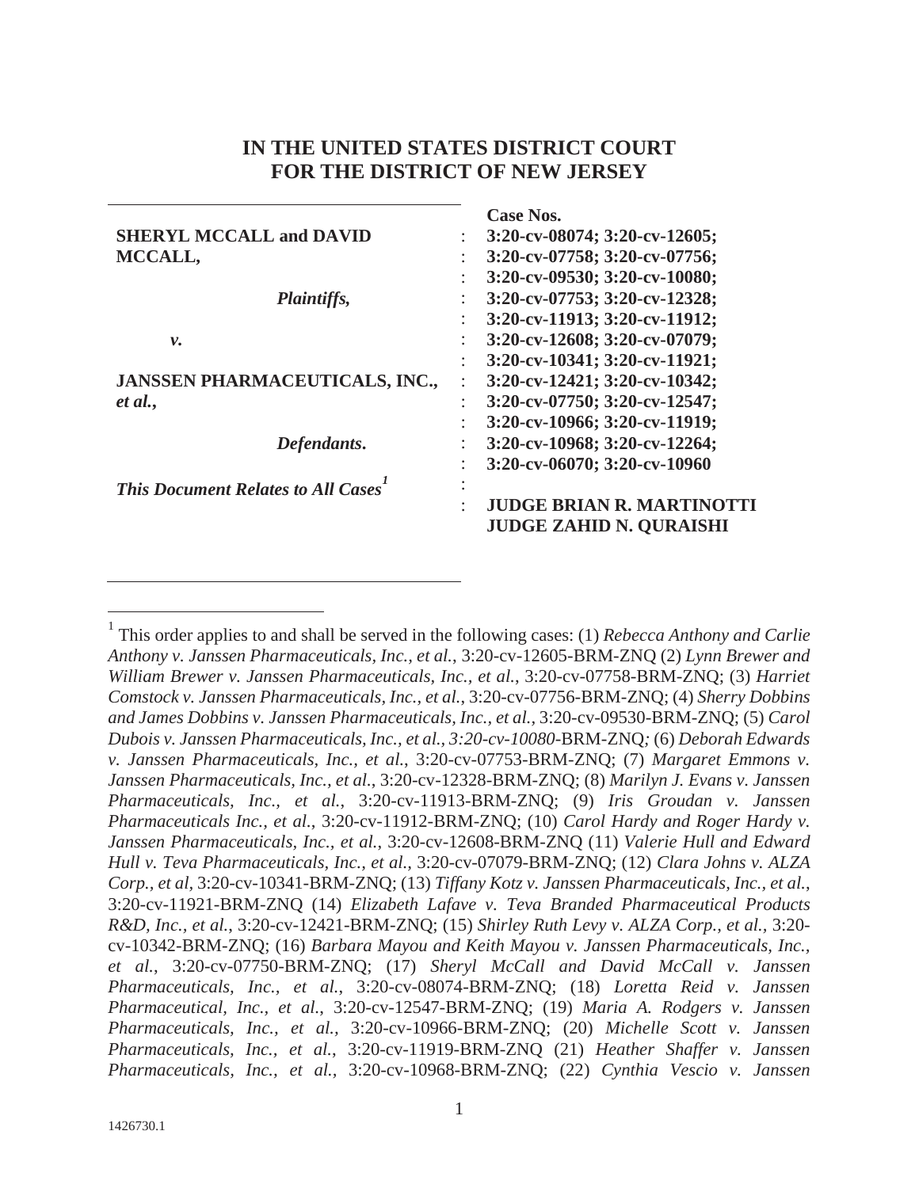# IN THE UNITED STATES DISTRICT COURT FOR THE DISTRICT OF NEW JERSEY

**SHERYL MCCALL and DAVID MCCALL,**

*Plaintiffs,*

*v.*

**JANSSEN PHARMACEUTICALS, INC., *et al.*,**

*Defendants.*

***This Document Relates to All Cases***[1]

**Case Nos.**
**3:20-cv-08074; 3:20-cv-12605;**
**3:20-cv-07758; 3:20-cv-07756;**
**3:20-cv-09530; 3:20-cv-10080;**
**3:20-cv-07753; 3:20-cv-12328;**
**3:20-cv-11913; 3:20-cv-11912;**
**3:20-cv-12608; 3:20-cv-07079;**
**3:20-cv-10341; 3:20-cv-11921;**
**3:20-cv-12421; 3:20-cv-10342;**
**3:20-cv-07750; 3:20-cv-12547;**
**3:20-cv-10966; 3:20-cv-11919;**
**3:20-cv-10968; 3:20-cv-12264;**
**3:20-cv-06070; 3:20-cv-10960**

**JUDGE BRIAN R. MARTINOTTI**
**JUDGE ZAHID N. QURAISHI**

---

[1] This order applies to and shall be served in the following cases: (1) *Rebecca Anthony and Carlie Anthony v. Janssen Pharmaceuticals, Inc., et al.*, 3:20-cv-12605-BRM-ZNQ (2) *Lynn Brewer and William Brewer v. Janssen Pharmaceuticals, Inc., et al.*, 3:20-cv-07758-BRM-ZNQ; (3) *Harriet Comstock v. Janssen Pharmaceuticals, Inc., et al.*, 3:20-cv-07756-BRM-ZNQ; (4) *Sherry Dobbins and James Dobbins v. Janssen Pharmaceuticals, Inc., et al.*, 3:20-cv-09530-BRM-ZNQ; (5) *Carol Dubois v. Janssen Pharmaceuticals, Inc., et al., 3:20-cv-10080*-BRM-ZNQ*;* (6) *Deborah Edwards v. Janssen Pharmaceuticals, Inc., et al.*, 3:20-cv-07753-BRM-ZNQ; (7) *Margaret Emmons v. Janssen Pharmaceuticals, Inc., et al.*, 3:20-cv-12328-BRM-ZNQ; (8) *Marilyn J. Evans v. Janssen Pharmaceuticals, Inc., et al.*, 3:20-cv-11913-BRM-ZNQ; (9) *Iris Groudan v. Janssen Pharmaceuticals Inc., et al.*, 3:20-cv-11912-BRM-ZNQ; (10) *Carol Hardy and Roger Hardy v. Janssen Pharmaceuticals, Inc., et al.*, 3:20-cv-12608-BRM-ZNQ (11) *Valerie Hull and Edward Hull v. Teva Pharmaceuticals, Inc., et al.*, 3:20-cv-07079-BRM-ZNQ; (12) *Clara Johns v. ALZA Corp., et al*, 3:20-cv-10341-BRM-ZNQ; (13) *Tiffany Kotz v. Janssen Pharmaceuticals, Inc., et al.*, 3:20-cv-11921-BRM-ZNQ (14) *Elizabeth Lafave v. Teva Branded Pharmaceutical Products R&D, Inc., et al.*, 3:20-cv-12421-BRM-ZNQ; (15) *Shirley Ruth Levy v. ALZA Corp., et al.*, 3:20-cv-10342-BRM-ZNQ; (16) *Barbara Mayou and Keith Mayou v. Janssen Pharmaceuticals, Inc., et al.*, 3:20-cv-07750-BRM-ZNQ; (17) *Sheryl McCall and David McCall v. Janssen Pharmaceuticals, Inc., et al.*, 3:20-cv-08074-BRM-ZNQ; (18) *Loretta Reid v. Janssen Pharmaceutical, Inc., et al.*, 3:20-cv-12547-BRM-ZNQ; (19) *Maria A. Rodgers v. Janssen Pharmaceuticals, Inc., et al.*, 3:20-cv-10966-BRM-ZNQ; (20) *Michelle Scott v. Janssen Pharmaceuticals, Inc., et al.*, 3:20-cv-11919-BRM-ZNQ (21) *Heather Shaffer v. Janssen Pharmaceuticals, Inc., et al.*, 3:20-cv-10968-BRM-ZNQ; (22) *Cynthia Vescio v. Janssen*

1426730.1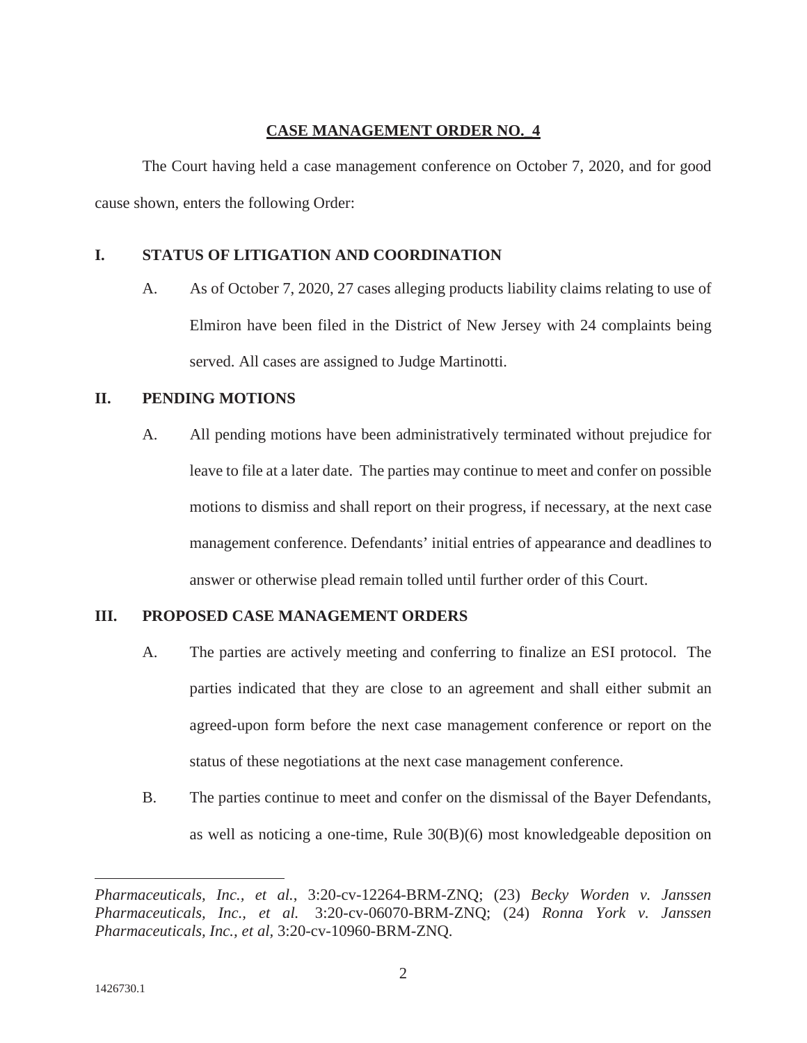**CASE MANAGEMENT ORDER NO. _4**

The Court having held a case management conference on October 7, 2020, and for good cause shown, enters the following Order:

## I. STATUS OF LITIGATION AND COORDINATION

A. As of October 7, 2020, 27 cases alleging products liability claims relating to use of Elmiron have been filed in the District of New Jersey with 24 complaints being served. All cases are assigned to Judge Martinotti.

## II. PENDING MOTIONS

A. All pending motions have been administratively terminated without prejudice for leave to file at a later date. The parties may continue to meet and confer on possible motions to dismiss and shall report on their progress, if necessary, at the next case management conference. Defendants' initial entries of appearance and deadlines to answer or otherwise plead remain tolled until further order of this Court.

## III. PROPOSED CASE MANAGEMENT ORDERS

A. The parties are actively meeting and conferring to finalize an ESI protocol. The parties indicated that they are close to an agreement and shall either submit an agreed-upon form before the next case management conference or report on the status of these negotiations at the next case management conference.

B. The parties continue to meet and confer on the dismissal of the Bayer Defendants, as well as noticing a one-time, Rule 30(B)(6) most knowledgeable deposition on

---

*Pharmaceuticals, Inc., et al.*, 3:20-cv-12264-BRM-ZNQ; (23) *Becky Worden v. Janssen Pharmaceuticals, Inc., et al.* 3:20-cv-06070-BRM-ZNQ; (24) *Ronna York v. Janssen Pharmaceuticals, Inc., et al*, 3:20-cv-10960-BRM-ZNQ.

1426730.1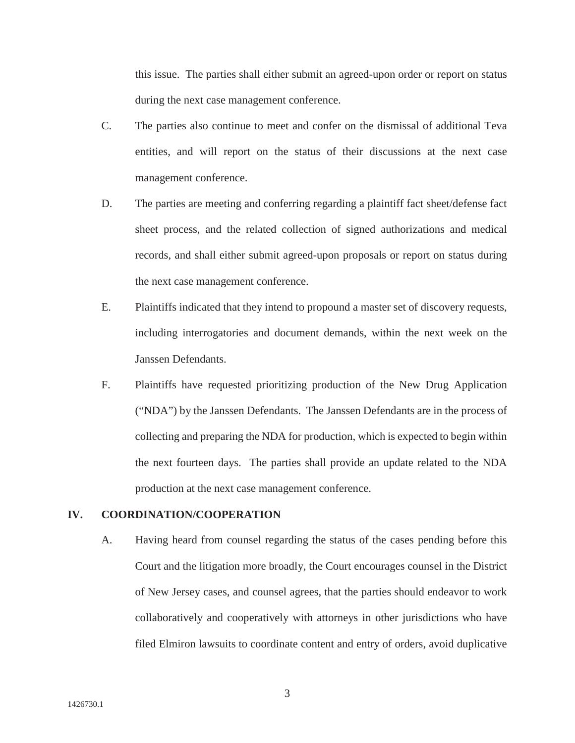this issue. The parties shall either submit an agreed-upon order or report on status during the next case management conference.

C. The parties also continue to meet and confer on the dismissal of additional Teva entities, and will report on the status of their discussions at the next case management conference.

D. The parties are meeting and conferring regarding a plaintiff fact sheet/defense fact sheet process, and the related collection of signed authorizations and medical records, and shall either submit agreed-upon proposals or report on status during the next case management conference.

E. Plaintiffs indicated that they intend to propound a master set of discovery requests, including interrogatories and document demands, within the next week on the Janssen Defendants.

F. Plaintiffs have requested prioritizing production of the New Drug Application ("NDA") by the Janssen Defendants. The Janssen Defendants are in the process of collecting and preparing the NDA for production, which is expected to begin within the next fourteen days. The parties shall provide an update related to the NDA production at the next case management conference.

## IV. COORDINATION/COOPERATION

A. Having heard from counsel regarding the status of the cases pending before this Court and the litigation more broadly, the Court encourages counsel in the District of New Jersey cases, and counsel agrees, that the parties should endeavor to work collaboratively and cooperatively with attorneys in other jurisdictions who have filed Elmiron lawsuits to coordinate content and entry of orders, avoid duplicative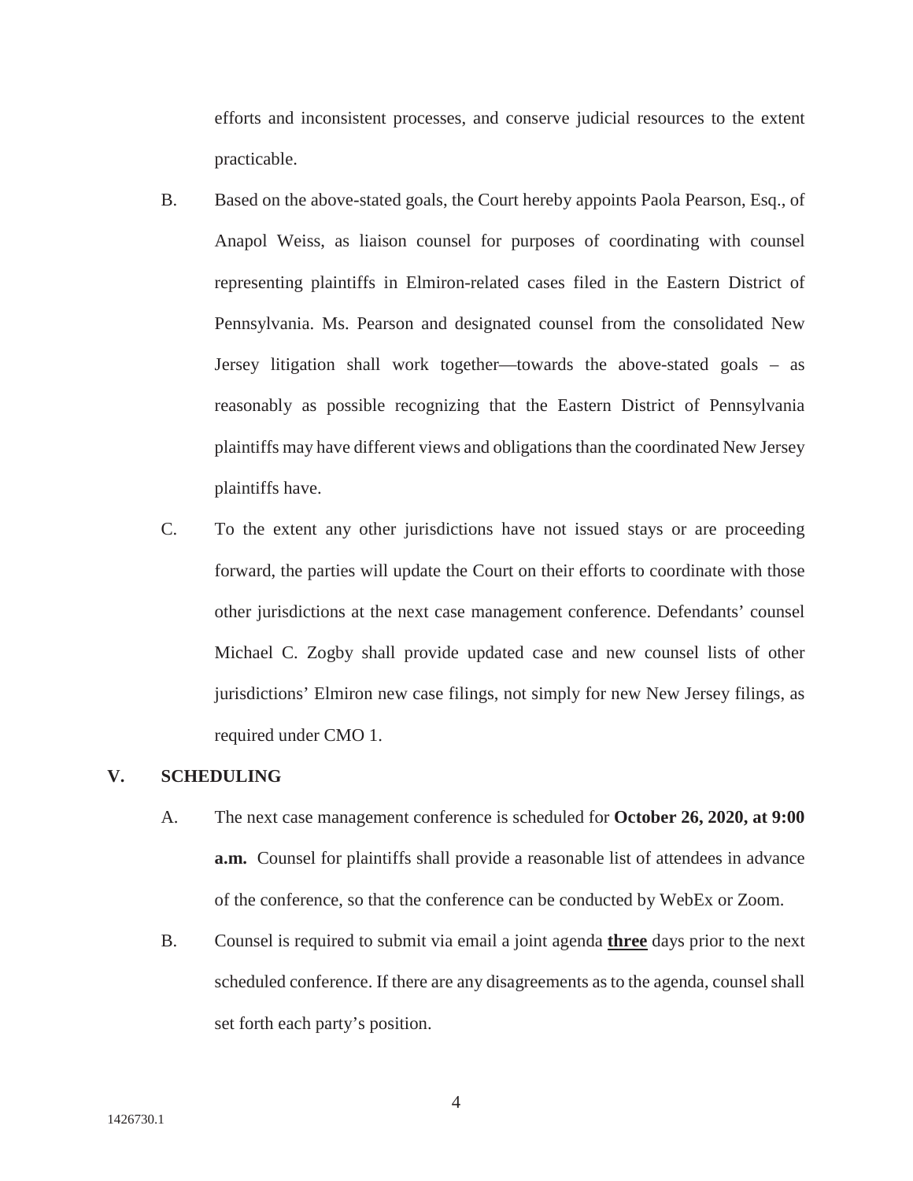efforts and inconsistent processes, and conserve judicial resources to the extent practicable.

B. Based on the above-stated goals, the Court hereby appoints Paola Pearson, Esq., of Anapol Weiss, as liaison counsel for purposes of coordinating with counsel representing plaintiffs in Elmiron-related cases filed in the Eastern District of Pennsylvania. Ms. Pearson and designated counsel from the consolidated New Jersey litigation shall work together—towards the above-stated goals – as reasonably as possible recognizing that the Eastern District of Pennsylvania plaintiffs may have different views and obligations than the coordinated New Jersey plaintiffs have.

C. To the extent any other jurisdictions have not issued stays or are proceeding forward, the parties will update the Court on their efforts to coordinate with those other jurisdictions at the next case management conference. Defendants' counsel Michael C. Zogby shall provide updated case and new counsel lists of other jurisdictions' Elmiron new case filings, not simply for new New Jersey filings, as required under CMO 1.

## V. SCHEDULING

A. The next case management conference is scheduled for **October 26, 2020, at 9:00 a.m.** Counsel for plaintiffs shall provide a reasonable list of attendees in advance of the conference, so that the conference can be conducted by WebEx or Zoom.

B. Counsel is required to submit via email a joint agenda **<u>three</u>** days prior to the next scheduled conference. If there are any disagreements as to the agenda, counsel shall set forth each party's position.

1426730.1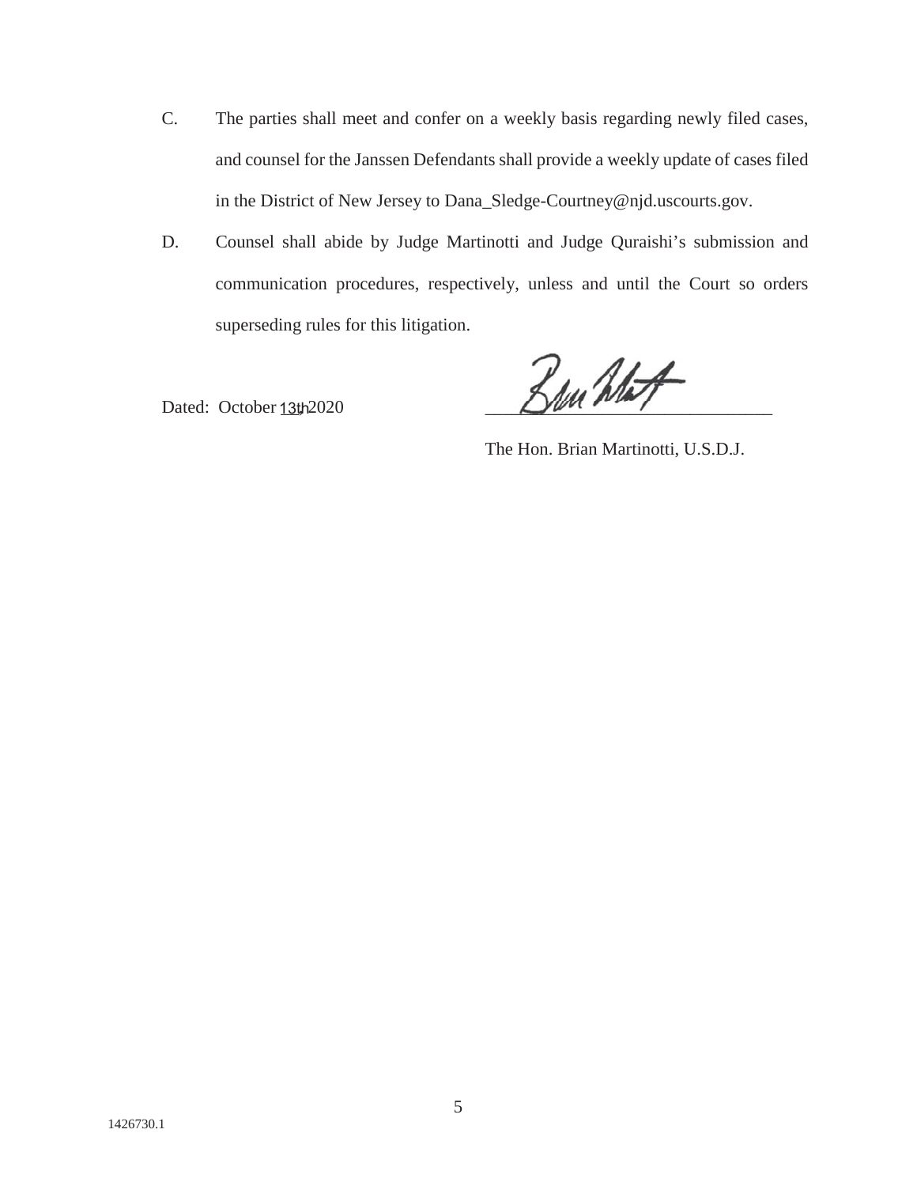C. The parties shall meet and confer on a weekly basis regarding newly filed cases, and counsel for the Janssen Defendants shall provide a weekly update of cases filed in the District of New Jersey to Dana_Sledge-Courtney@njd.uscourts.gov.

D. Counsel shall abide by Judge Martinotti and Judge Quraishi's submission and communication procedures, respectively, unless and until the Court so orders superseding rules for this litigation.

Dated: October 13th, 2020

_______________________________

The Hon. Brian Martinotti, U.S.D.J.

1426730.1